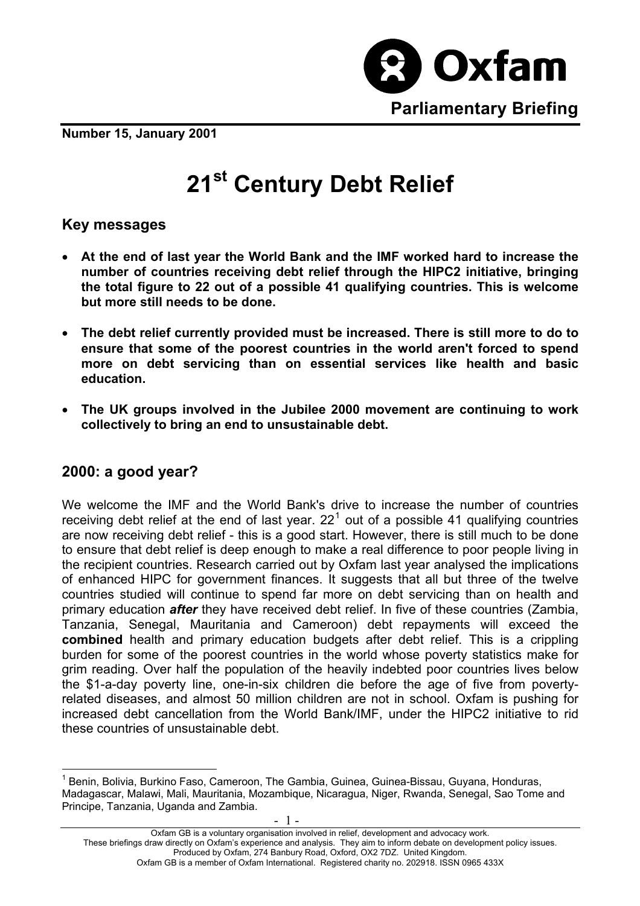**Oxfam**

**Parliamentary Briefing**

**Number 15, January 2001**

# 21st Century Debt Relief

## Key messages

- **At the end of last year the World Bank and the IMF worked hard to increase the number of countries receiving debt relief through the HIPC2 initiative, bringing the total figure to 22 out of a possible 41 qualifying countries. This is welcome but more still needs to be done.**

- **The debt relief currently provided must be increased. There is still more to do to ensure that some of the poorest countries in the world aren't forced to spend more on debt servicing than on essential services like health and basic education.**

- **The UK groups involved in the Jubilee 2000 movement are continuing to work collectively to bring an end to unsustainable debt.**

## 2000: a good year?

We welcome the IMF and the World Bank's drive to increase the number of countries receiving debt relief at the end of last year. 22[1] out of a possible 41 qualifying countries are now receiving debt relief - this is a good start. However, there is still much to be done to ensure that debt relief is deep enough to make a real difference to poor people living in the recipient countries. Research carried out by Oxfam last year analysed the implications of enhanced HIPC for government finances. It suggests that all but three of the twelve countries studied will continue to spend far more on debt servicing than on health and primary education ***after*** they have received debt relief. In five of these countries (Zambia, Tanzania, Senegal, Mauritania and Cameroon) debt repayments will exceed the **combined** health and primary education budgets after debt relief. This is a crippling burden for some of the poorest countries in the world whose poverty statistics make for grim reading. Over half the population of the heavily indebted poor countries lives below the $1-a-day poverty line, one-in-six children die before the age of five from poverty-related diseases, and almost 50 million children are not in school. Oxfam is pushing for increased debt cancellation from the World Bank/IMF, under the HIPC2 initiative to rid these countries of unsustainable debt.

[1] Benin, Bolivia, Burkino Faso, Cameroon, The Gambia, Guinea, Guinea-Bissau, Guyana, Honduras, Madagascar, Malawi, Mali, Mauritania, Mozambique, Nicaragua, Niger, Rwanda, Senegal, Sao Tome and Principe, Tanzania, Uganda and Zambia.

Oxfam GB is a voluntary organisation involved in relief, development and advocacy work.
These briefings draw directly on Oxfam's experience and analysis. They aim to inform debate on development policy issues.
Produced by Oxfam, 274 Banbury Road, Oxford, OX2 7DZ. United Kingdom.
Oxfam GB is a member of Oxfam International. Registered charity no. 202918. ISSN 0965 433X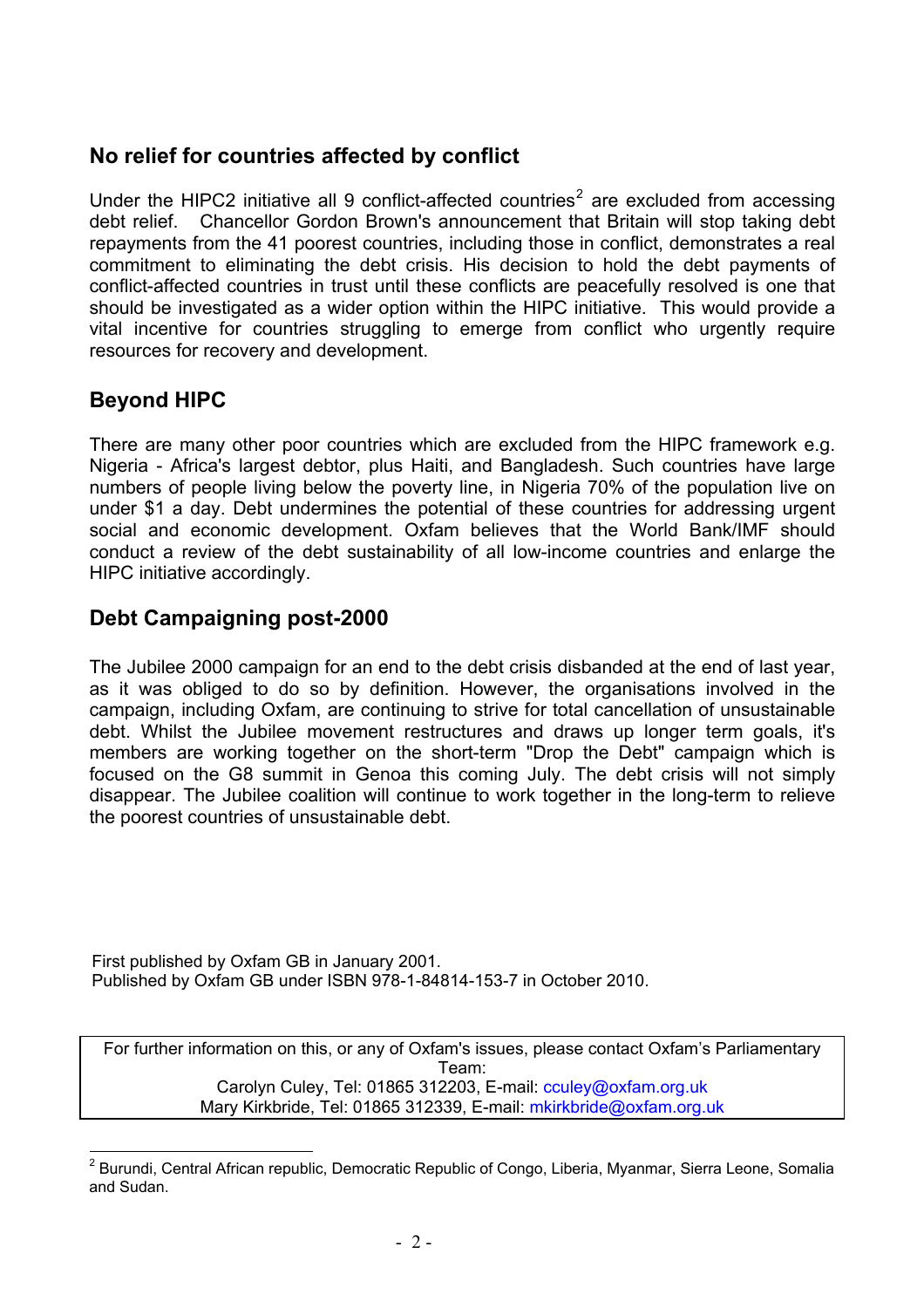## No relief for countries affected by conflict

Under the HIPC2 initiative all 9 conflict-affected countries[2] are excluded from accessing debt relief. Chancellor Gordon Brown's announcement that Britain will stop taking debt repayments from the 41 poorest countries, including those in conflict, demonstrates a real commitment to eliminating the debt crisis. His decision to hold the debt payments of conflict-affected countries in trust until these conflicts are peacefully resolved is one that should be investigated as a wider option within the HIPC initiative. This would provide a vital incentive for countries struggling to emerge from conflict who urgently require resources for recovery and development.

## Beyond HIPC

There are many other poor countries which are excluded from the HIPC framework e.g. Nigeria - Africa's largest debtor, plus Haiti, and Bangladesh. Such countries have large numbers of people living below the poverty line, in Nigeria 70% of the population live on under $1 a day. Debt undermines the potential of these countries for addressing urgent social and economic development. Oxfam believes that the World Bank/IMF should conduct a review of the debt sustainability of all low-income countries and enlarge the HIPC initiative accordingly.

## Debt Campaigning post-2000

The Jubilee 2000 campaign for an end to the debt crisis disbanded at the end of last year, as it was obliged to do so by definition. However, the organisations involved in the campaign, including Oxfam, are continuing to strive for total cancellation of unsustainable debt. Whilst the Jubilee movement restructures and draws up longer term goals, it's members are working together on the short-term "Drop the Debt" campaign which is focused on the G8 summit in Genoa this coming July. The debt crisis will not simply disappear. The Jubilee coalition will continue to work together in the long-term to relieve the poorest countries of unsustainable debt.

First published by Oxfam GB in January 2001.
Published by Oxfam GB under ISBN 978-1-84814-153-7 in October 2010.

For further information on this, or any of Oxfam's issues, please contact Oxfam's Parliamentary Team:
Carolyn Culey, Tel: 01865 312203, E-mail: cculey@oxfam.org.uk
Mary Kirkbride, Tel: 01865 312339, E-mail: mkirkbride@oxfam.org.uk

[2] Burundi, Central African republic, Democratic Republic of Congo, Liberia, Myanmar, Sierra Leone, Somalia and Sudan.